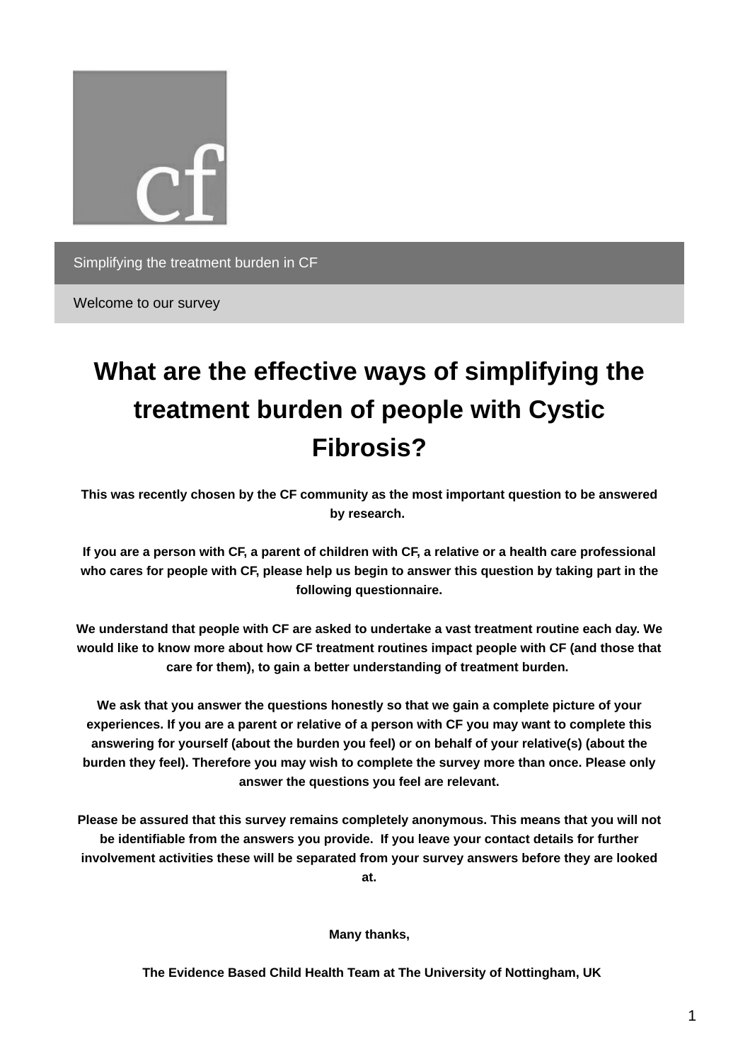cf

Simplifying the treatment burden in CF

Welcome to our survey

# What are the effective ways of simplifying the treatment burden of people with Cystic Fibrosis?

**This was recently chosen by the CF community as the most important question to be answered by research.**

**If you are a person with CF, a parent of children with CF, a relative or a health care professional who cares for people with CF, please help us begin to answer this question by taking part in the following questionnaire.**

**We understand that people with CF are asked to undertake a vast treatment routine each day. We would like to know more about how CF treatment routines impact people with CF (and those that care for them), to gain a better understanding of treatment burden.**

**We ask that you answer the questions honestly so that we gain a complete picture of your experiences. If you are a parent or relative of a person with CF you may want to complete this answering for yourself (about the burden you feel) or on behalf of your relative(s) (about the burden they feel). Therefore you may wish to complete the survey more than once. Please only answer the questions you feel are relevant.**

**Please be assured that this survey remains completely anonymous. This means that you will not be identifiable from the answers you provide. If you leave your contact details for further involvement activities these will be separated from your survey answers before they are looked at.**

**Many thanks,**

**The Evidence Based Child Health Team at The University of Nottingham, UK**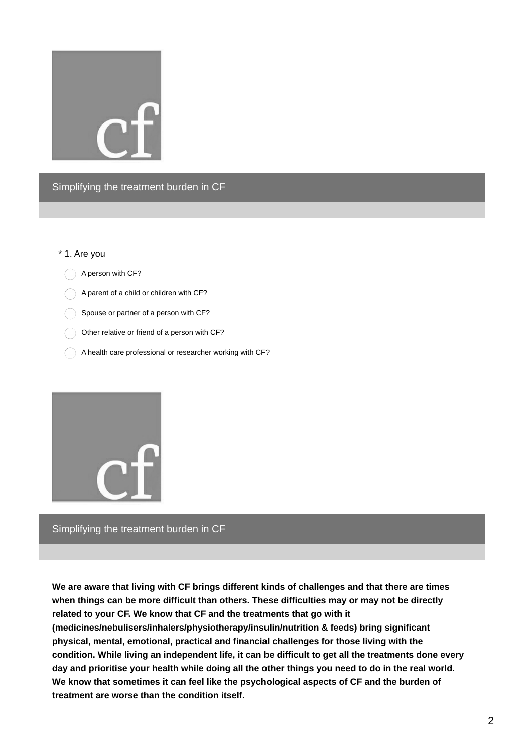## Simplifying the treatment burden in CF

\* 1. Are you

- A person with CF?
- A parent of a child or children with CF?
- Spouse or partner of a person with CF?
- Other relative or friend of a person with CF?
- A health care professional or researcher working with CF?

## Simplifying the treatment burden in CF

**We are aware that living with CF brings different kinds of challenges and that there are times when things can be more difficult than others. These difficulties may or may not be directly related to your CF. We know that CF and the treatments that go with it (medicines/nebulisers/inhalers/physiotherapy/insulin/nutrition & feeds) bring significant physical, mental, emotional, practical and financial challenges for those living with the condition. While living an independent life, it can be difficult to get all the treatments done every day and prioritise your health while doing all the other things you need to do in the real world. We know that sometimes it can feel like the psychological aspects of CF and the burden of treatment are worse than the condition itself.**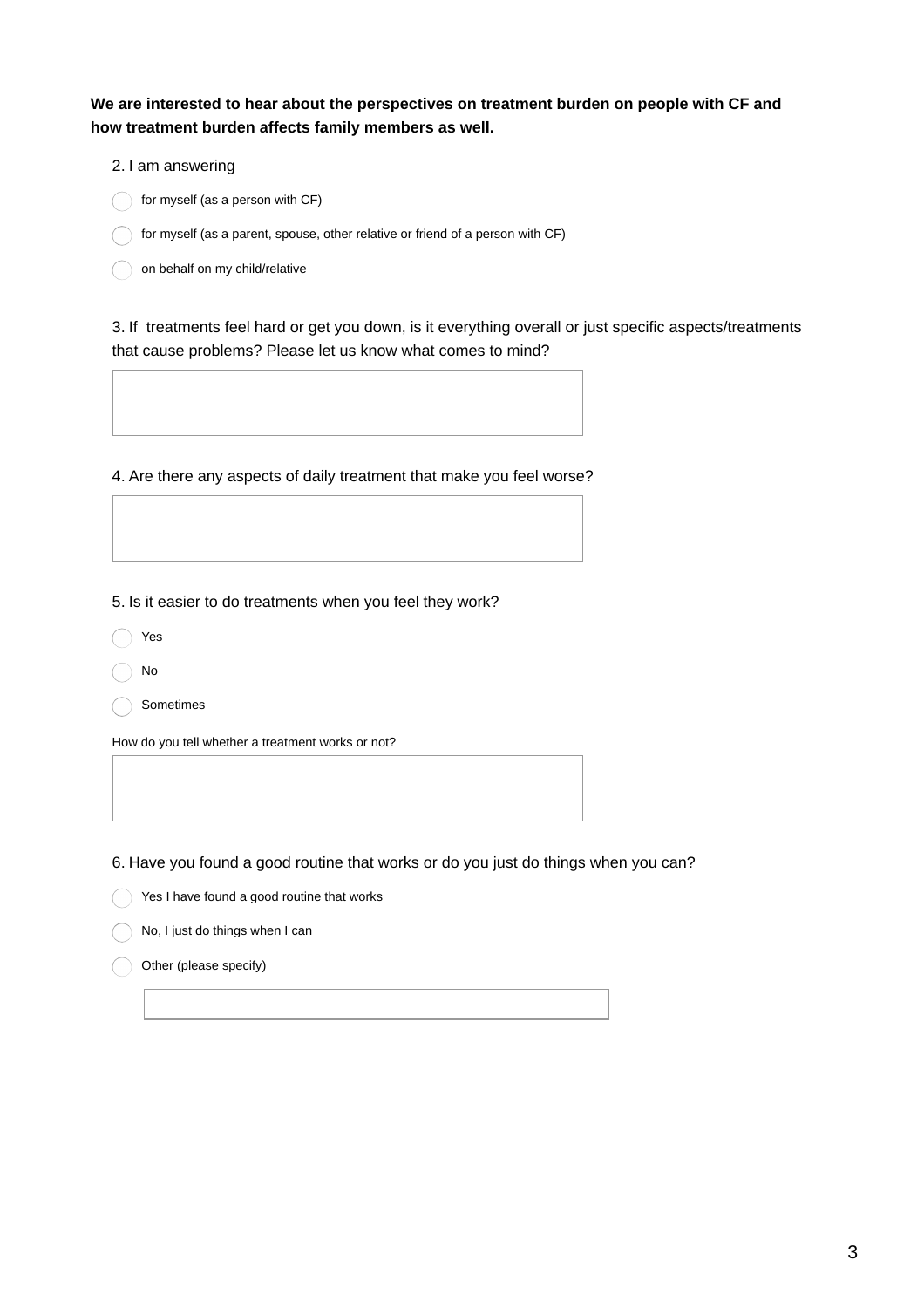**We are interested to hear about the perspectives on treatment burden on people with CF and how treatment burden affects family members as well.**

2. I am answering

- for myself (as a person with CF)
- for myself (as a parent, spouse, other relative or friend of a person with CF)
- on behalf on my child/relative

3. If treatments feel hard or get you down, is it everything overall or just specific aspects/treatments that cause problems? Please let us know what comes to mind?

4. Are there any aspects of daily treatment that make you feel worse?

5. Is it easier to do treatments when you feel they work?

- Yes
- No
- Sometimes

How do you tell whether a treatment works or not?

6. Have you found a good routine that works or do you just do things when you can?

- Yes I have found a good routine that works
- No, I just do things when I can
- Other (please specify)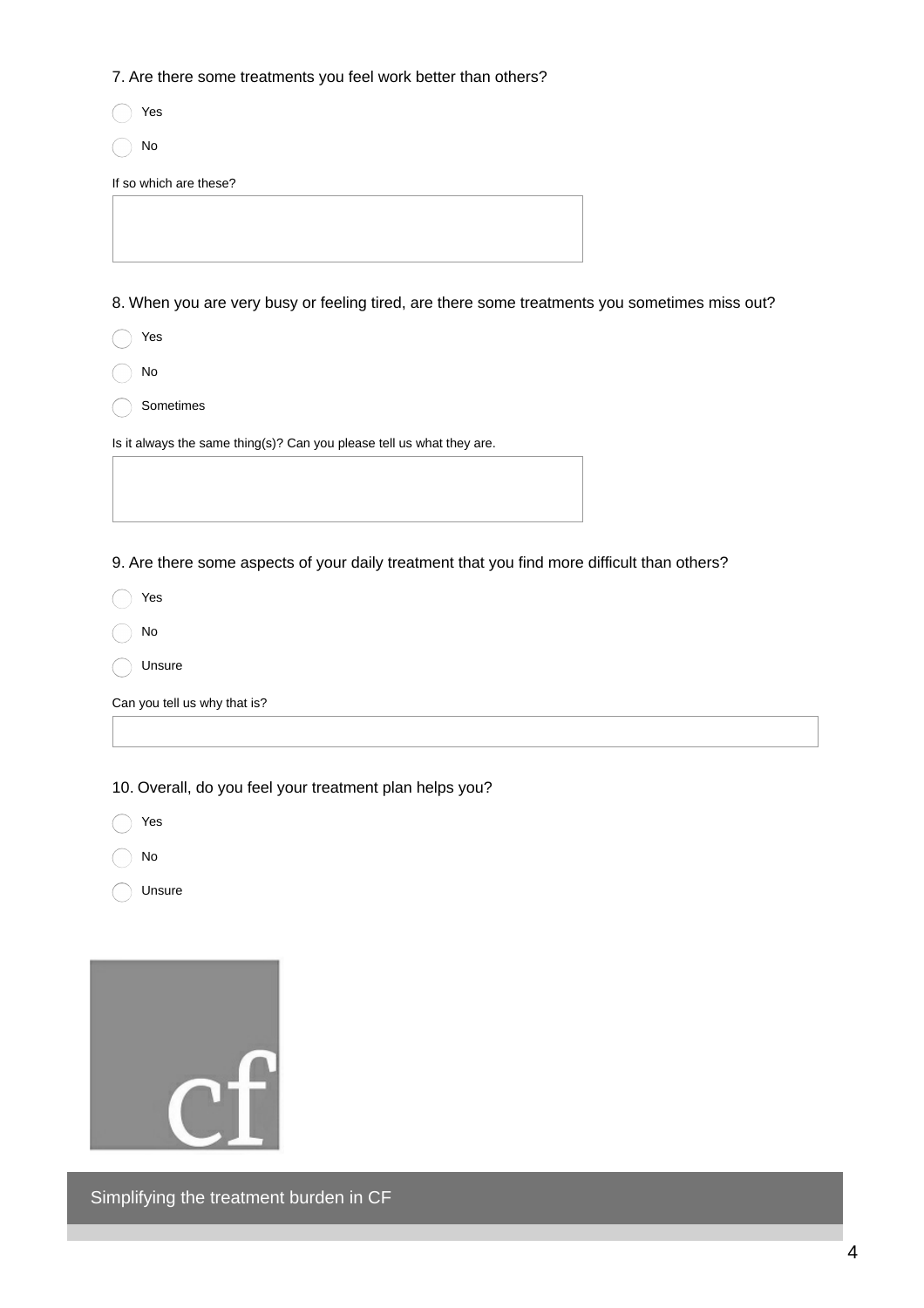7. Are there some treatments you feel work better than others?

- Yes
- No

If so which are these?

8. When you are very busy or feeling tired, are there some treatments you sometimes miss out?

- Yes
- No
- Sometimes

Is it always the same thing(s)? Can you please tell us what they are.

9. Are there some aspects of your daily treatment that you find more difficult than others?

- Yes
- No
- Unsure

Can you tell us why that is?

10. Overall, do you feel your treatment plan helps you?

- Yes
- No
- Unsure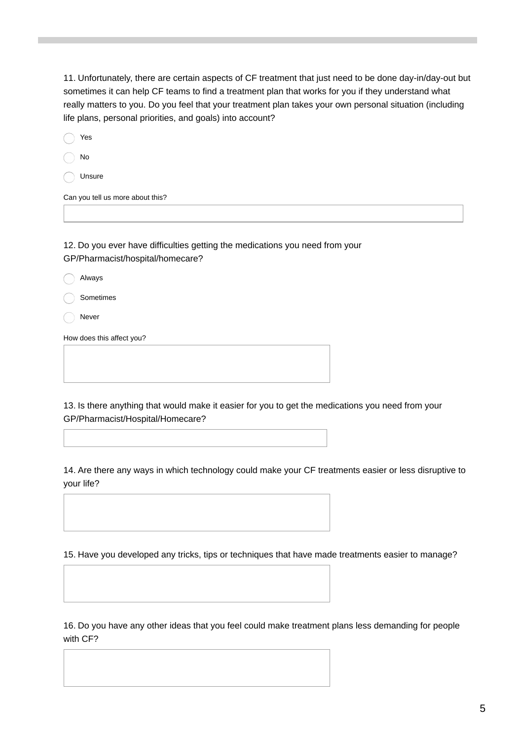11. Unfortunately, there are certain aspects of CF treatment that just need to be done day-in/day-out but sometimes it can help CF teams to find a treatment plan that works for you if they understand what really matters to you. Do you feel that your treatment plan takes your own personal situation (including life plans, personal priorities, and goals) into account?

- ◯ Yes
- ◯ No
- ◯ Unsure

Can you tell us more about this?

12. Do you ever have difficulties getting the medications you need from your GP/Pharmacist/hospital/homecare?

- ◯ Always
- ◯ Sometimes
- ◯ Never

How does this affect you?

13. Is there anything that would make it easier for you to get the medications you need from your GP/Pharmacist/Hospital/Homecare?

14. Are there any ways in which technology could make your CF treatments easier or less disruptive to your life?

15. Have you developed any tricks, tips or techniques that have made treatments easier to manage?

16. Do you have any other ideas that you feel could make treatment plans less demanding for people with CF?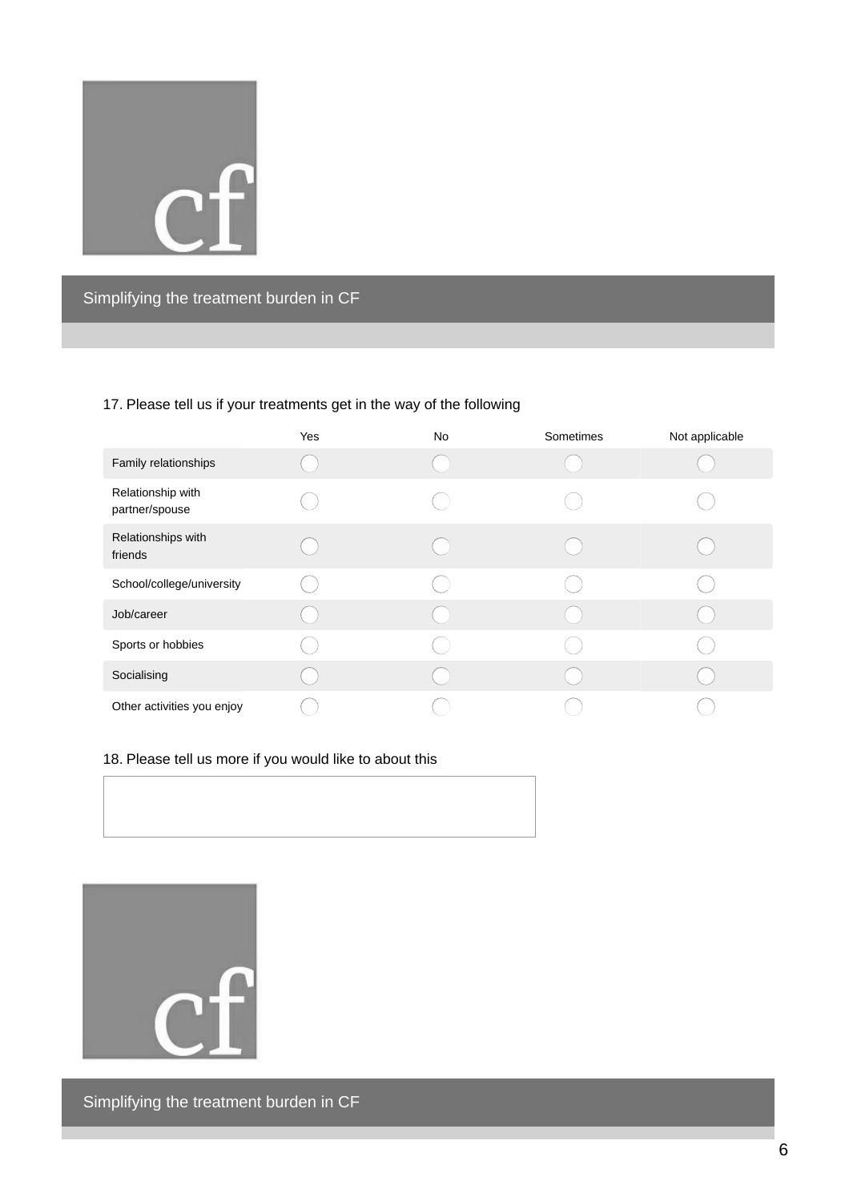## Simplifying the treatment burden in CF

17. Please tell us if your treatments get in the way of the following

| | Yes | No | Sometimes | Not applicable |
|---|---|---|---|---|
| Family relationships | ◯ | ◯ | ◯ | ◯ |
| Relationship with partner/spouse | ◯ | ◯ | ◯ | ◯ |
| Relationships with friends | ◯ | ◯ | ◯ | ◯ |
| School/college/university | ◯ | ◯ | ◯ | ◯ |
| Job/career | ◯ | ◯ | ◯ | ◯ |
| Sports or hobbies | ◯ | ◯ | ◯ | ◯ |
| Socialising | ◯ | ◯ | ◯ | ◯ |
| Other activities you enjoy | ◯ | ◯ | ◯ | ◯ |

18. Please tell us more if you would like to about this

| |
|---|
| |

## Simplifying the treatment burden in CF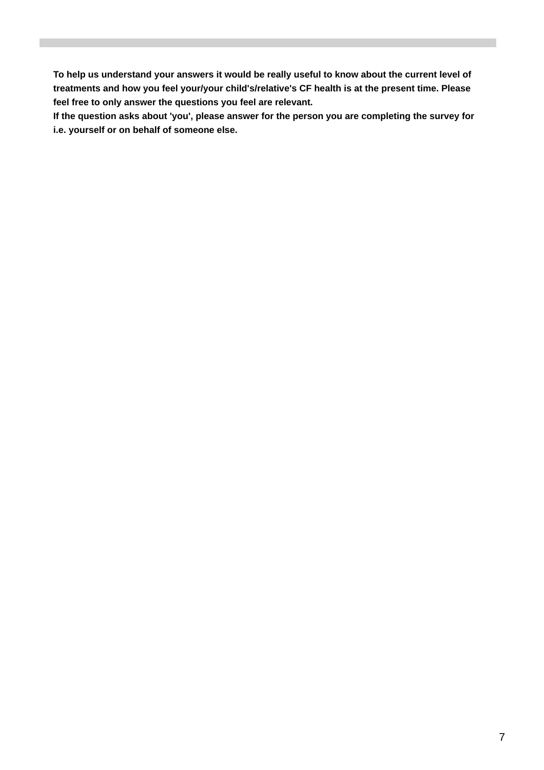**To help us understand your answers it would be really useful to know about the current level of treatments and how you feel your/your child's/relative's CF health is at the present time. Please feel free to only answer the questions you feel are relevant.**
**If the question asks about 'you', please answer for the person you are completing the survey for i.e. yourself or on behalf of someone else.**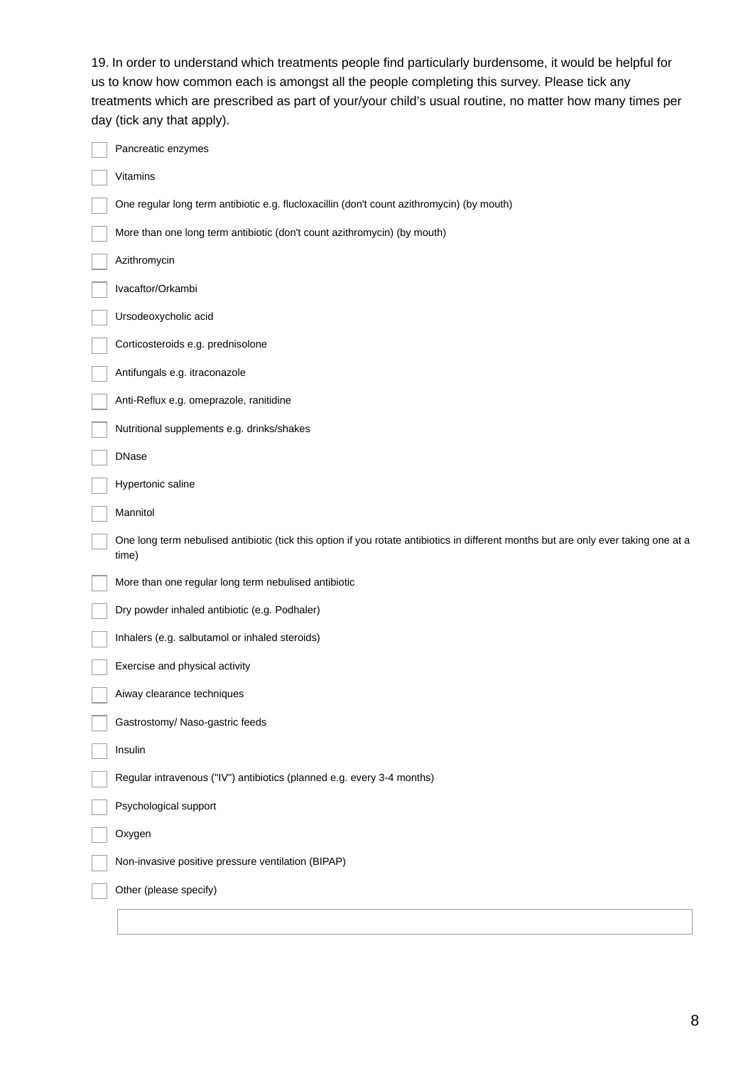19. In order to understand which treatments people find particularly burdensome, it would be helpful for us to know how common each is amongst all the people completing this survey. Please tick any treatments which are prescribed as part of your/your child's usual routine, no matter how many times per day (tick any that apply).

- [ ] Pancreatic enzymes
- [ ] Vitamins
- [ ] One regular long term antibiotic e.g. flucloxacillin (don't count azithromycin) (by mouth)
- [ ] More than one long term antibiotic (don't count azithromycin) (by mouth)
- [ ] Azithromycin
- [ ] Ivacaftor/Orkambi
- [ ] Ursodeoxycholic acid
- [ ] Corticosteroids e.g. prednisolone
- [ ] Antifungals e.g. itraconazole
- [ ] Anti-Reflux e.g. omeprazole, ranitidine
- [ ] Nutritional supplements e.g. drinks/shakes
- [ ] DNase
- [ ] Hypertonic saline
- [ ] Mannitol
- [ ] One long term nebulised antibiotic (tick this option if you rotate antibiotics in different months but are only ever taking one at a time)
- [ ] More than one regular long term nebulised antibiotic
- [ ] Dry powder inhaled antibiotic (e.g. Podhaler)
- [ ] Inhalers (e.g. salbutamol or inhaled steroids)
- [ ] Exercise and physical activity
- [ ] Aiway clearance techniques
- [ ] Gastrostomy/ Naso-gastric feeds
- [ ] Insulin
- [ ] Regular intravenous ("IV") antibiotics (planned e.g. every 3-4 months)
- [ ] Psychological support
- [ ] Oxygen
- [ ] Non-invasive positive pressure ventilation (BIPAP)
- [ ] Other (please specify)

| |
|---|
| |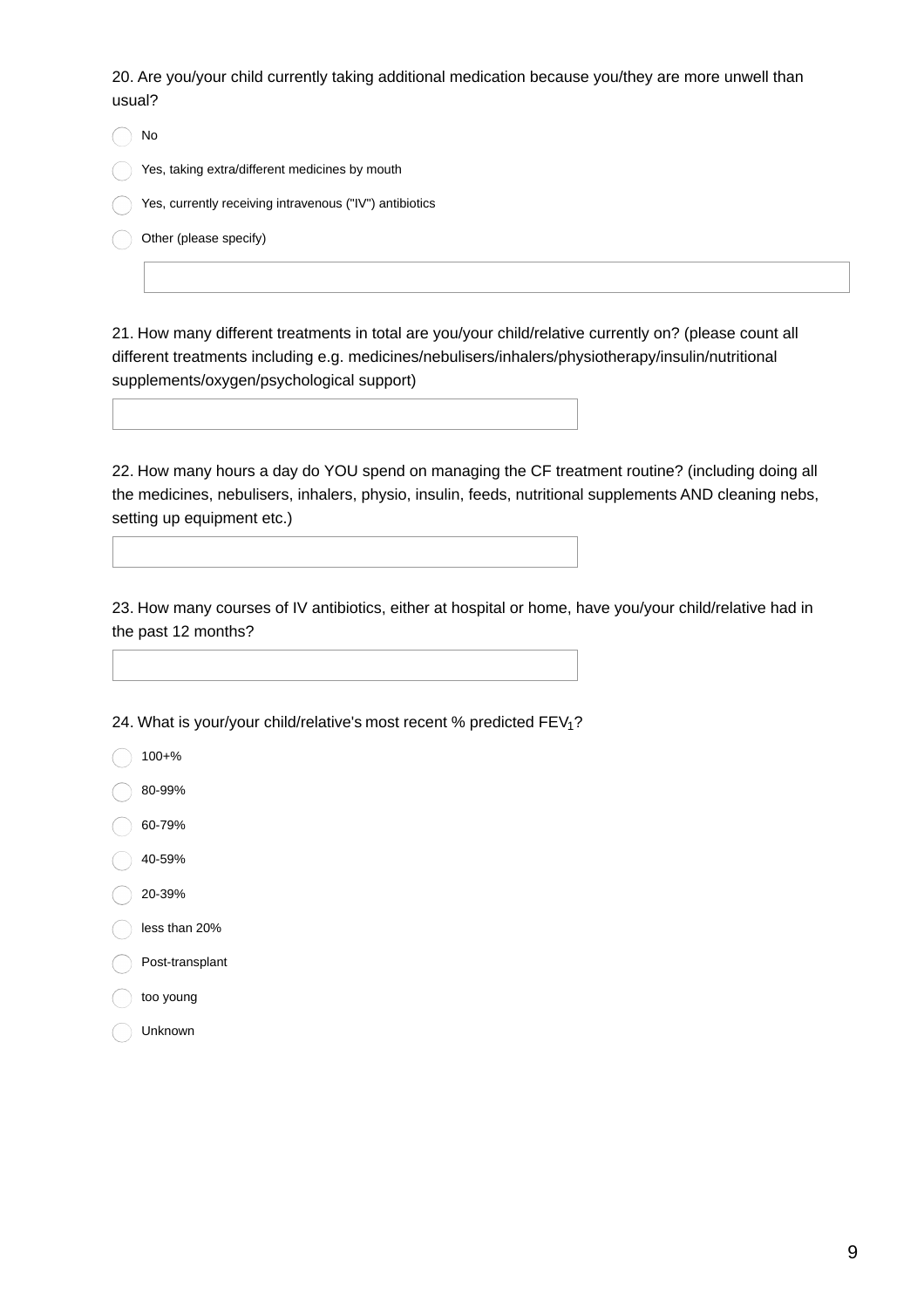20. Are you/your child currently taking additional medication because you/they are more unwell than usual?

- No
- Yes, taking extra/different medicines by mouth
- Yes, currently receiving intravenous ("IV") antibiotics
- Other (please specify)

21. How many different treatments in total are you/your child/relative currently on? (please count all different treatments including e.g. medicines/nebulisers/inhalers/physiotherapy/insulin/nutritional supplements/oxygen/psychological support)

22. How many hours a day do YOU spend on managing the CF treatment routine? (including doing all the medicines, nebulisers, inhalers, physio, insulin, feeds, nutritional supplements AND cleaning nebs, setting up equipment etc.)

23. How many courses of IV antibiotics, either at hospital or home, have you/your child/relative had in the past 12 months?

24. What is your/your child/relative's most recent % predicted $FEV_1$?

- 100+%
- 80-99%
- 60-79%
- 40-59%
- 20-39%
- less than 20%
- Post-transplant
- too young
- Unknown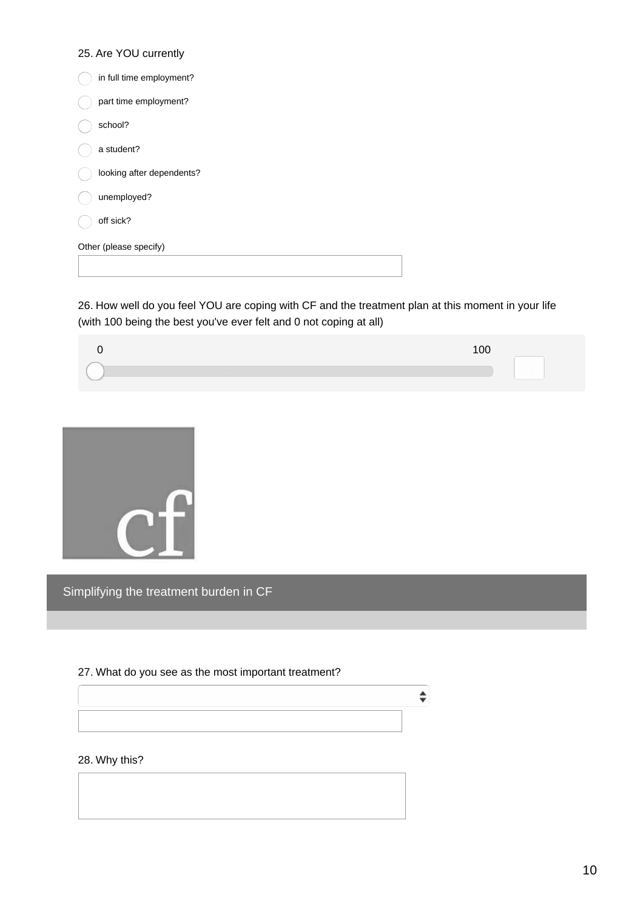25. Are YOU currently

- in full time employment?
- part time employment?
- school?
- a student?
- looking after dependents?
- unemployed?
- off sick?

Other (please specify)

26. How well do you feel YOU are coping with CF and the treatment plan at this moment in your life (with 100 being the best you've ever felt and 0 not coping at all)

0 — 100

cf

## Simplifying the treatment burden in CF

27. What do you see as the most important treatment?

28. Why this?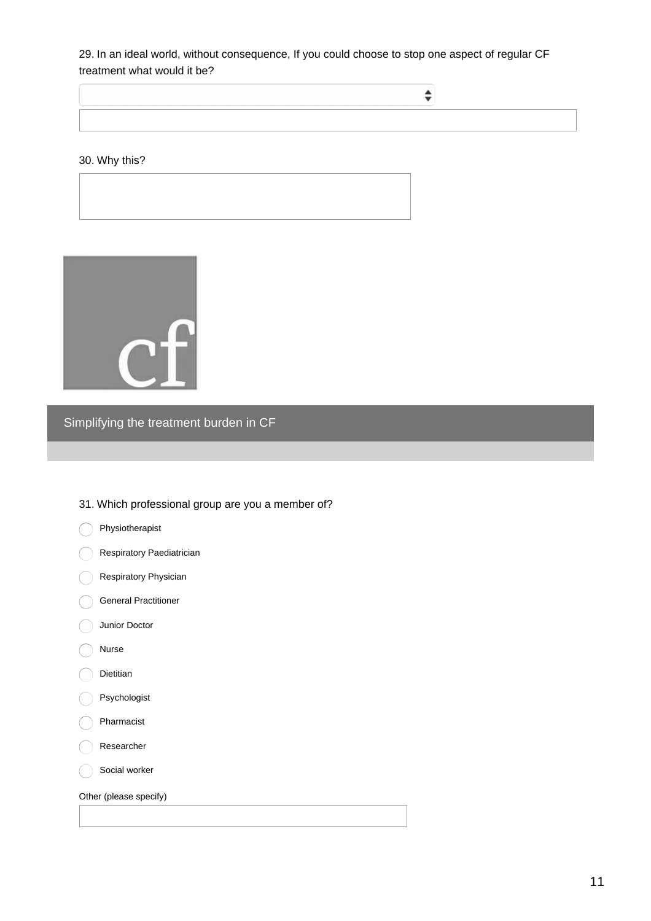29. In an ideal world, without consequence, If you could choose to stop one aspect of regular CF treatment what would it be?

30. Why this?

cf

## Simplifying the treatment burden in CF

31. Which professional group are you a member of?

- Physiotherapist
- Respiratory Paediatrician
- Respiratory Physician
- General Practitioner
- Junior Doctor
- Nurse
- Dietitian
- Psychologist
- Pharmacist
- Researcher
- Social worker

Other (please specify)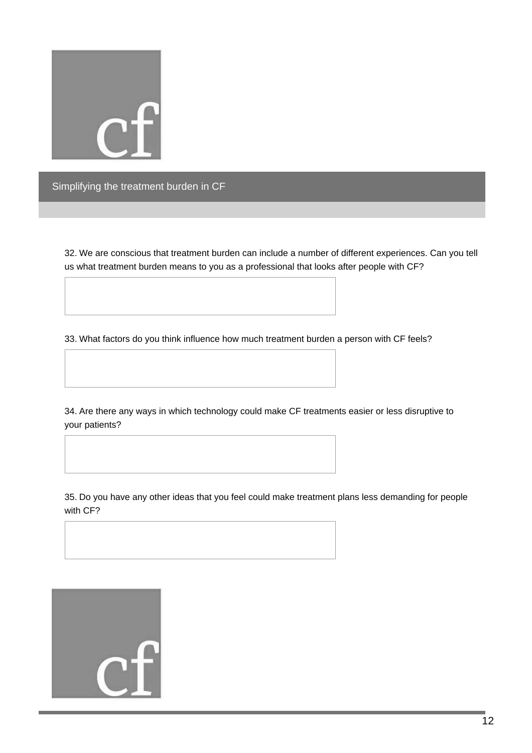## Simplifying the treatment burden in CF

32. We are conscious that treatment burden can include a number of different experiences. Can you tell us what treatment burden means to you as a professional that looks after people with CF?

33. What factors do you think influence how much treatment burden a person with CF feels?

34. Are there any ways in which technology could make CF treatments easier or less disruptive to your patients?

35. Do you have any other ideas that you feel could make treatment plans less demanding for people with CF?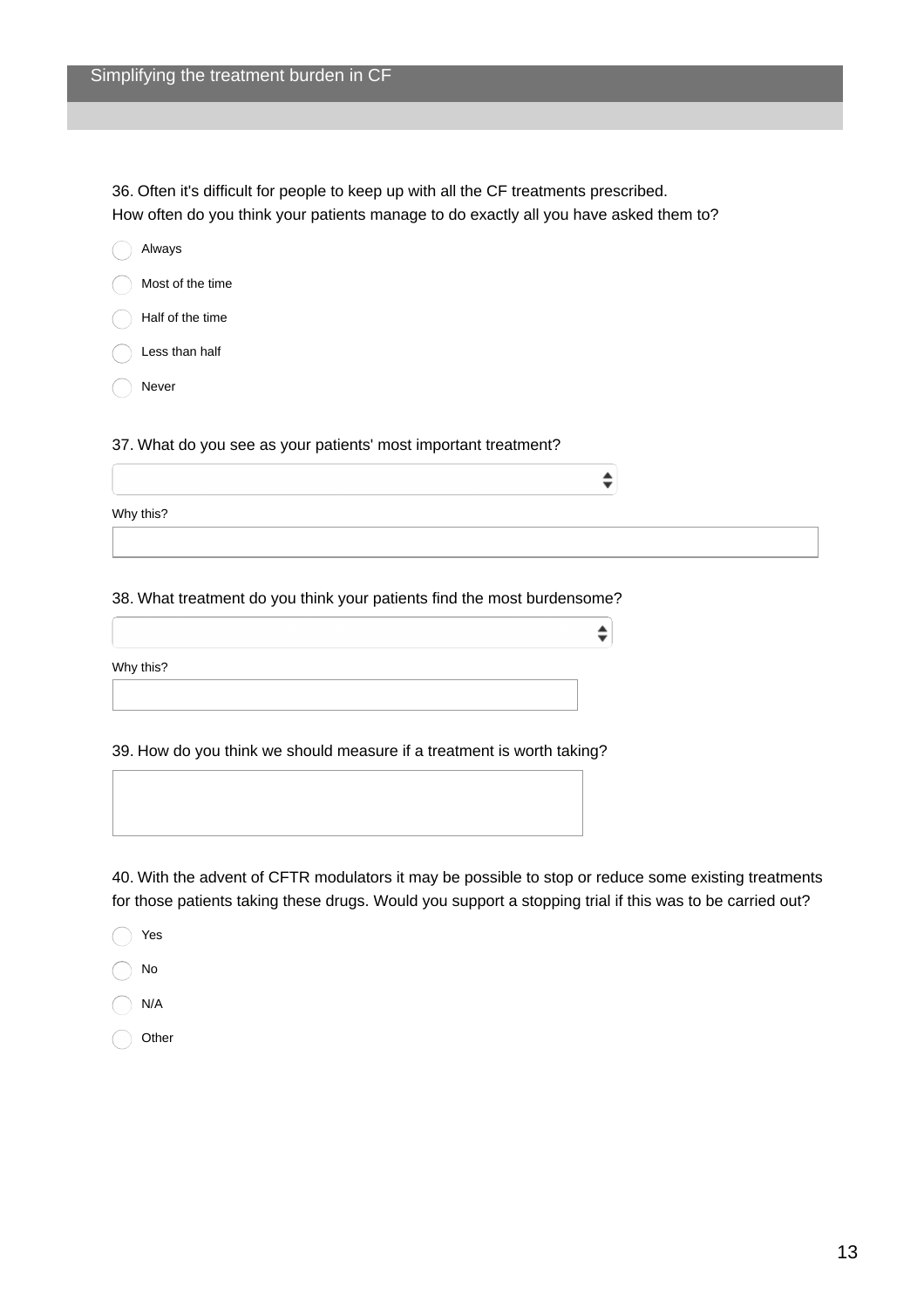36. Often it's difficult for people to keep up with all the CF treatments prescribed.
How often do you think your patients manage to do exactly all you have asked them to?

- Always
- Most of the time
- Half of the time
- Less than half
- Never

37. What do you see as your patients' most important treatment?

Why this?

38. What treatment do you think your patients find the most burdensome?

Why this?

39. How do you think we should measure if a treatment is worth taking?

40. With the advent of CFTR modulators it may be possible to stop or reduce some existing treatments for those patients taking these drugs. Would you support a stopping trial if this was to be carried out?

- Yes
- No
- N/A
- Other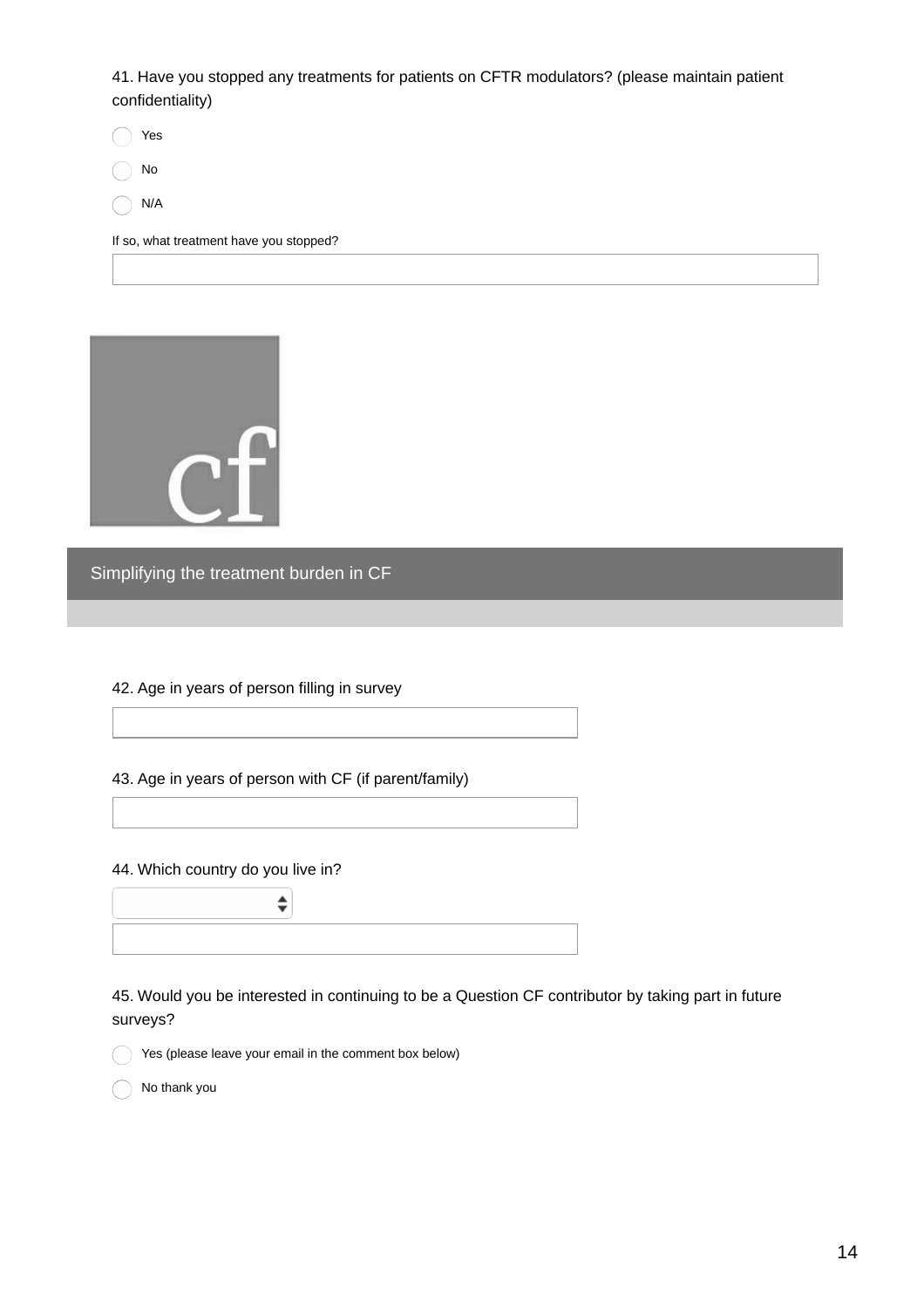41. Have you stopped any treatments for patients on CFTR modulators? (please maintain patient confidentiality)

- Yes
- No
- N/A

If so, what treatment have you stopped?

## Simplifying the treatment burden in CF

42. Age in years of person filling in survey

43. Age in years of person with CF (if parent/family)

44. Which country do you live in?

45. Would you be interested in continuing to be a Question CF contributor by taking part in future surveys?

- Yes (please leave your email in the comment box below)
- No thank you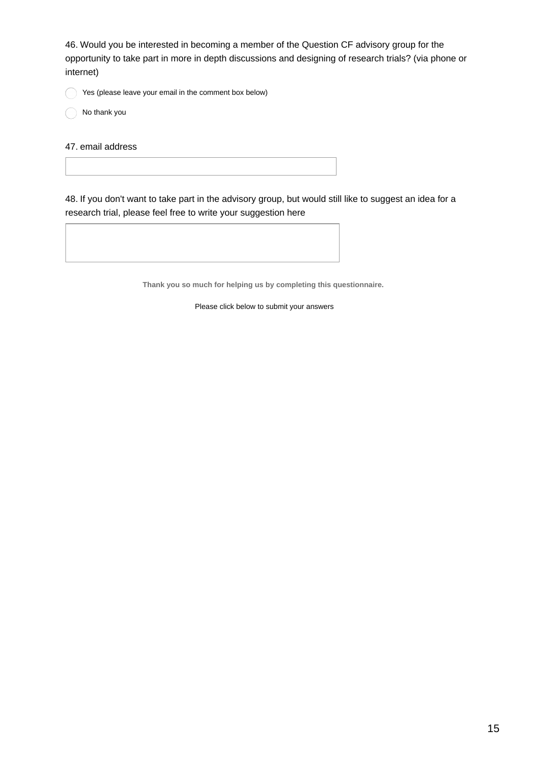46. Would you be interested in becoming a member of the Question CF advisory group for the opportunity to take part in more in depth discussions and designing of research trials? (via phone or internet)

- ◯ Yes (please leave your email in the comment box below)
- ◯ No thank you

47. email address

48. If you don't want to take part in the advisory group, but would still like to suggest an idea for a research trial, please feel free to write your suggestion here

**Thank you so much for helping us by completing this questionnaire.**

Please click below to submit your answers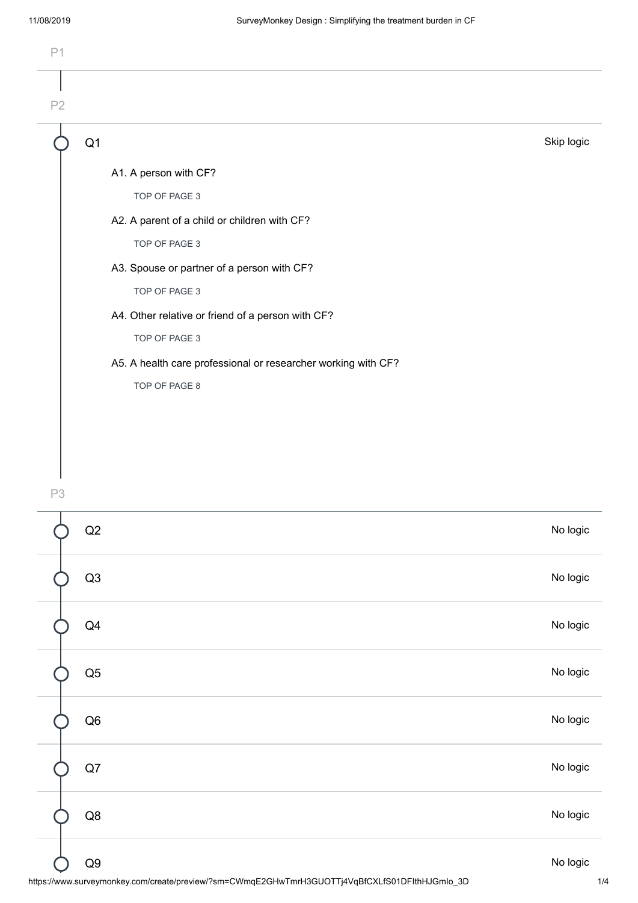P1

P2

Q1 — Skip logic

- A1. A person with CF?
  - TOP OF PAGE 3
- A2. A parent of a child or children with CF?
  - TOP OF PAGE 3
- A3. Spouse or partner of a person with CF?
  - TOP OF PAGE 3
- A4. Other relative or friend of a person with CF?
  - TOP OF PAGE 3
- A5. A health care professional or researcher working with CF?
  - TOP OF PAGE 8

P3

| Question | Logic |
|---|---|
| Q2 | No logic |
| Q3 | No logic |
| Q4 | No logic |
| Q5 | No logic |
| Q6 | No logic |
| Q7 | No logic |
| Q8 | No logic |
| Q9 | No logic |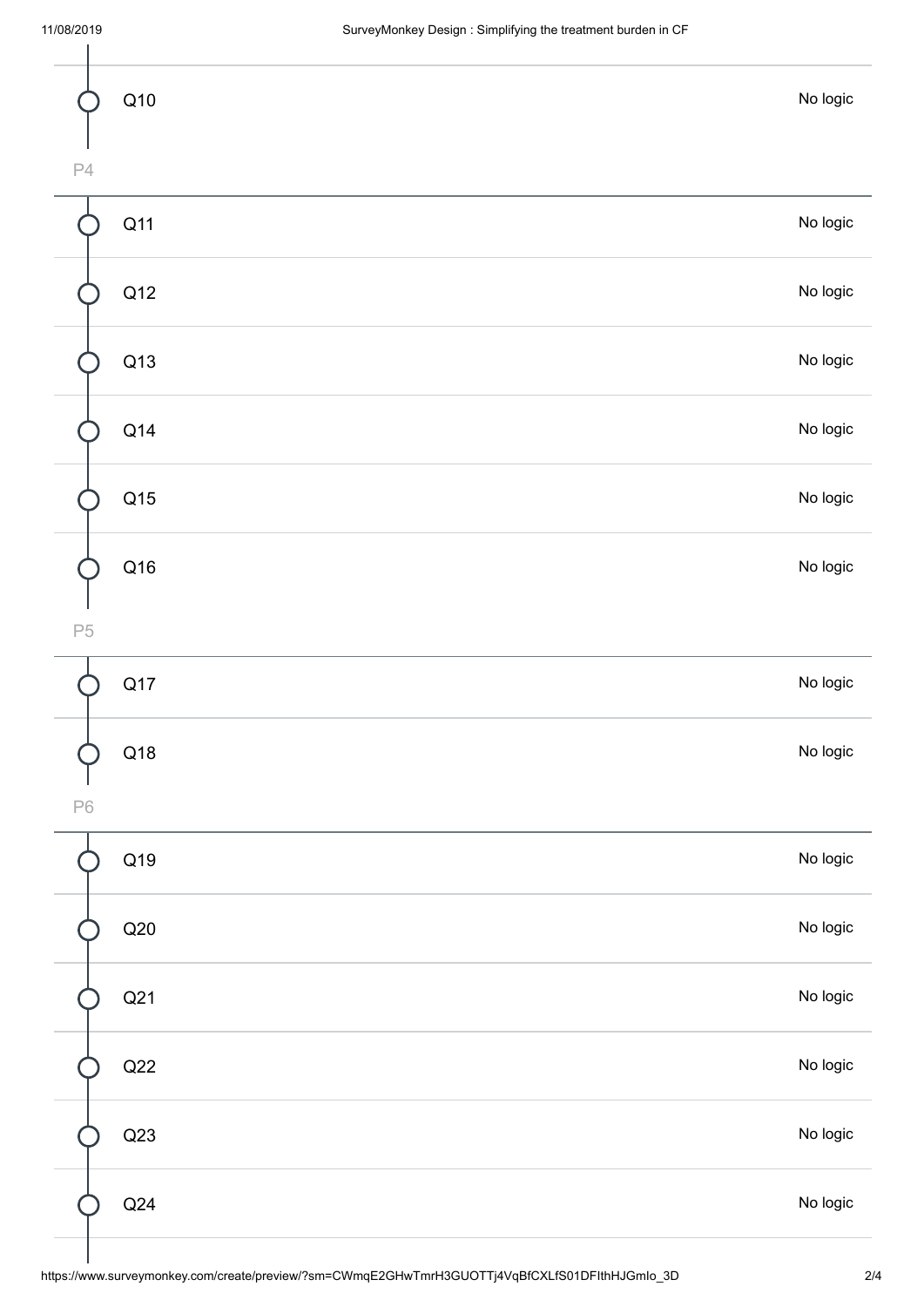- Q10 — No logic

P4

- Q11 — No logic
- Q12 — No logic
- Q13 — No logic
- Q14 — No logic
- Q15 — No logic
- Q16 — No logic

P5

- Q17 — No logic
- Q18 — No logic

P6

- Q19 — No logic
- Q20 — No logic
- Q21 — No logic
- Q22 — No logic
- Q23 — No logic
- Q24 — No logic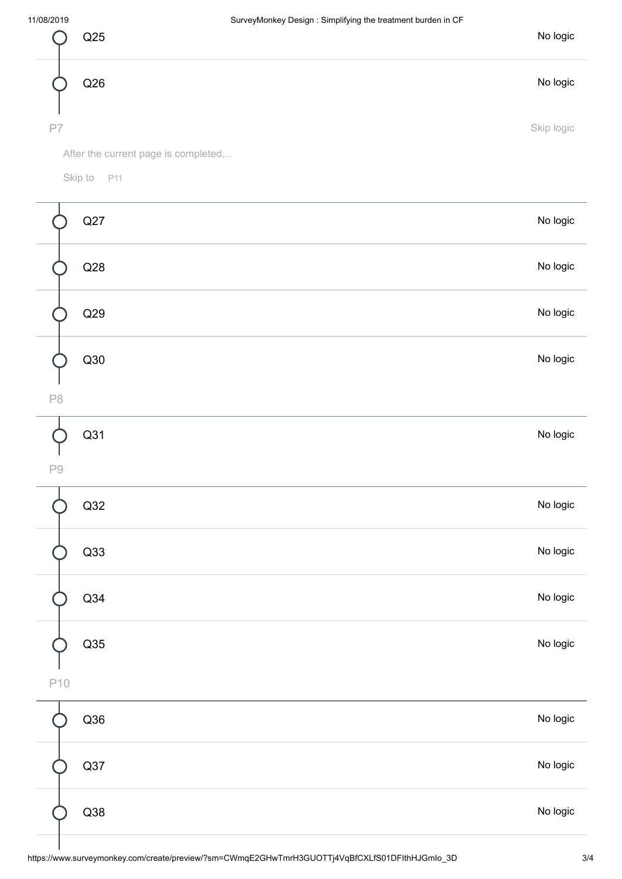Q25 No logic

Q26 No logic

P7 Skip logic

After the current page is completed…

Skip to P11

Q27 No logic

Q28 No logic

Q29 No logic

Q30 No logic

P8

Q31 No logic

P9

Q32 No logic

Q33 No logic

Q34 No logic

Q35 No logic

P10

Q36 No logic

Q37 No logic

Q38 No logic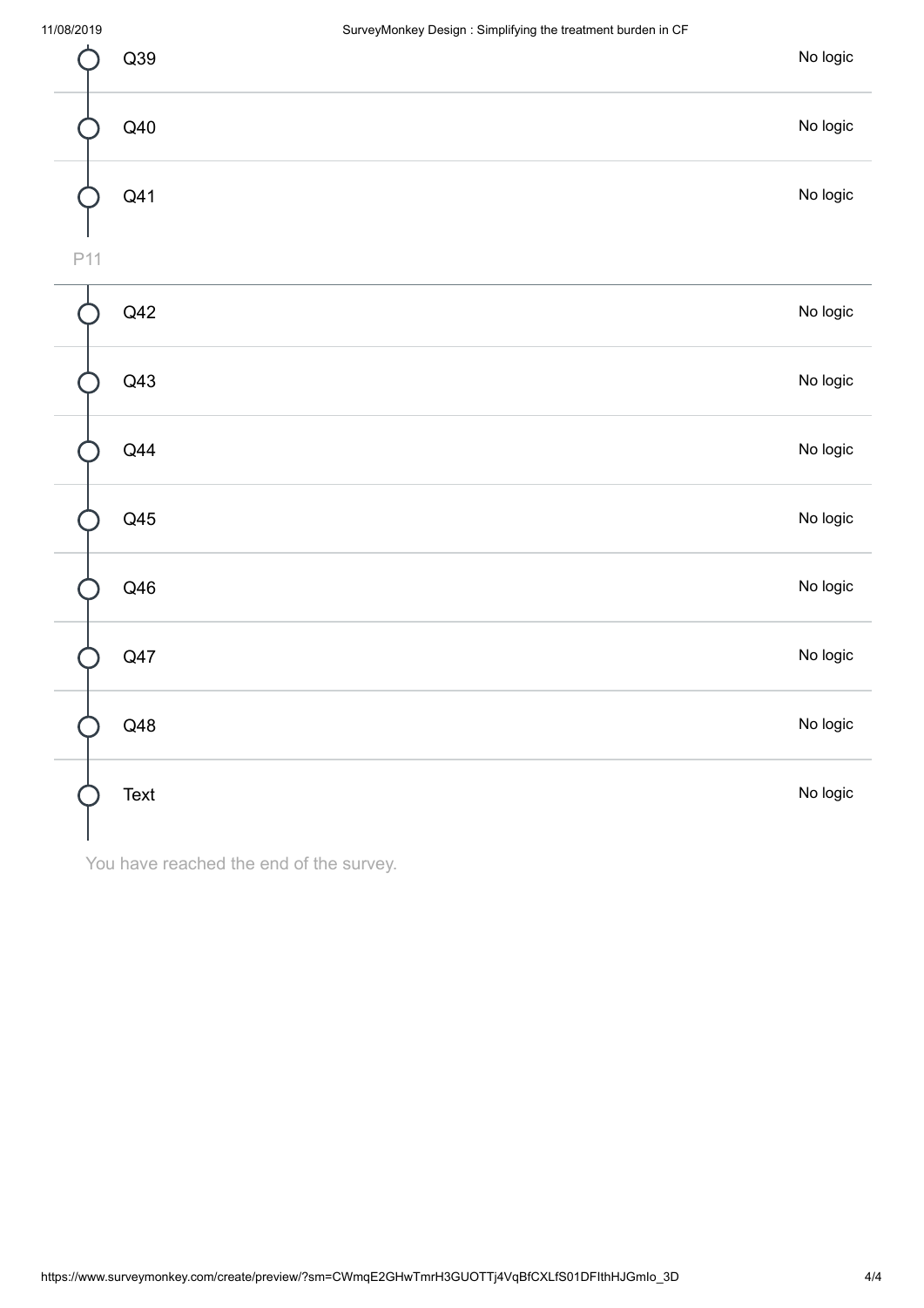Q39 No logic

Q40 No logic

Q41 No logic

P11

Q42 No logic

Q43 No logic

Q44 No logic

Q45 No logic

Q46 No logic

Q47 No logic

Q48 No logic

Text No logic

You have reached the end of the survey.